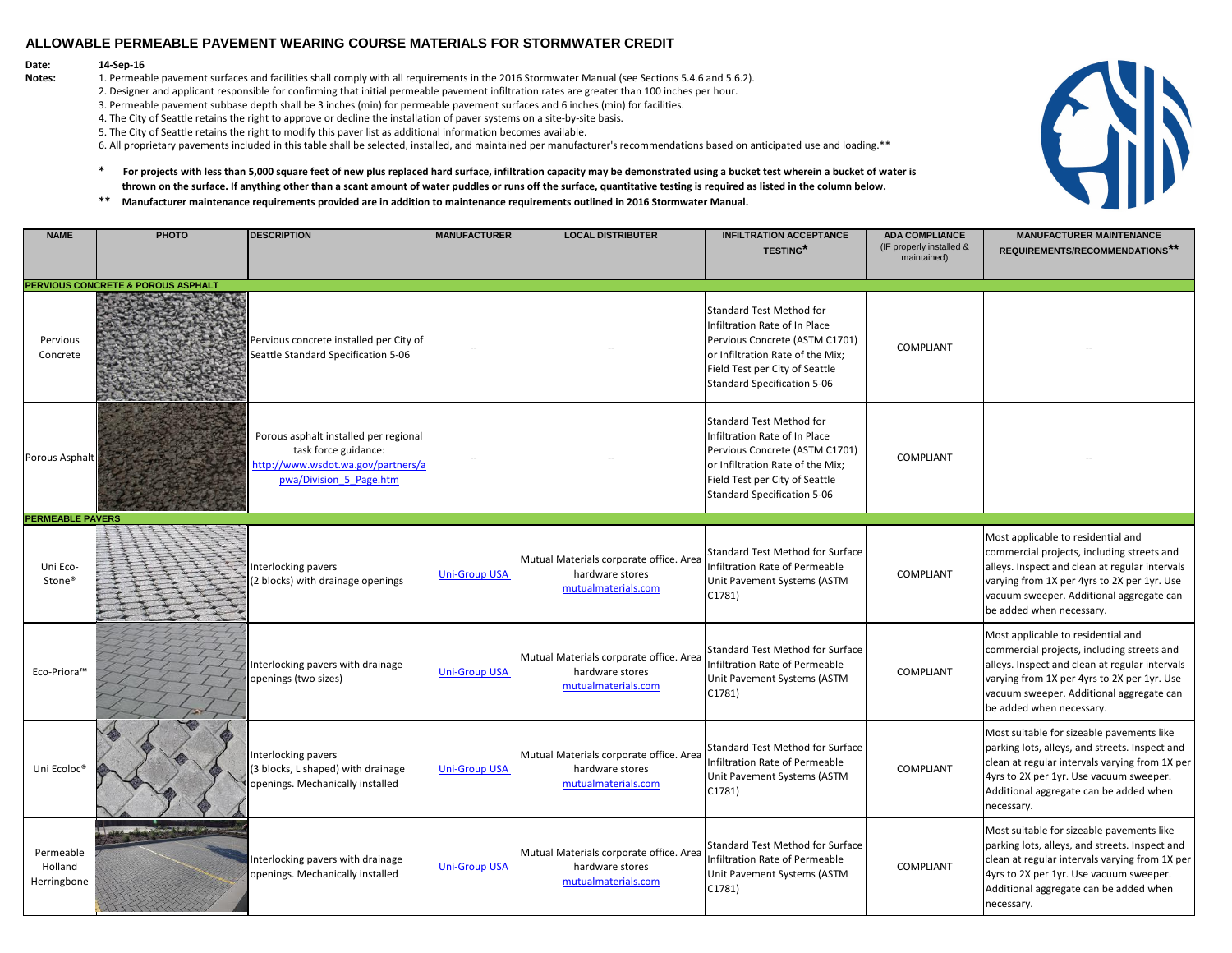# ALLOWABLE PERMEABLE PAVEMENT WEARING COURSE MATERIALS FOR STORMWATER CREDIT

**Date:** 14-Sep-16

**Notes:**

1. Permeable pavement surfaces and facilities shall comply with all requirements in the 2016 Stormwater Manual (see Sections 5.4.6 and 5.6.2).
2. Designer and applicant responsible for confirming that initial permeable pavement infiltration rates are greater than 100 inches per hour.
3. Permeable pavement subbase depth shall be 3 inches (min) for permeable pavement surfaces and 6 inches (min) for facilities.
4. The City of Seattle retains the right to approve or decline the installation of paver systems on a site-by-site basis.
5. The City of Seattle retains the right to modify this paver list as additional information becomes available.
6. All proprietary pavements included in this table shall be selected, installed, and maintained per manufacturer's recommendations based on anticipated use and loading.**

\* **For projects with less than 5,000 square feet of new plus replaced hard surface, infiltration capacity may be demonstrated using a bucket test wherein a bucket of water is thrown on the surface. If anything other than a scant amount of water puddles or runs off the surface, quantitative testing is required as listed in the column below.**

\*\* **Manufacturer maintenance requirements provided are in addition to maintenance requirements outlined in 2016 Stormwater Manual.**

| NAME | PHOTO | DESCRIPTION | MANUFACTURER | LOCAL DISTRIBUTER | INFILTRATION ACCEPTANCE TESTING* | ADA COMPLIANCE (IF properly installed & maintained) | MANUFACTURER MAINTENANCE REQUIREMENTS/RECOMMENDATIONS** |
|---|---|---|---|---|---|---|---|
| **PERVIOUS CONCRETE & POROUS ASPHALT** | | | | | | | |
| Pervious Concrete | | Pervious concrete installed per City of Seattle Standard Specification 5-06 | -- | -- | Standard Test Method for Infiltration Rate of In Place Pervious Concrete (ASTM C1701) or Infiltration Rate of the Mix; Field Test per City of Seattle Standard Specification 5-06 | COMPLIANT | -- |
| Porous Asphalt | | Porous asphalt installed per regional task force guidance: http://www.wsdot.wa.gov/partners/apwa/Division_5_Page.htm | -- | -- | Standard Test Method for Infiltration Rate of In Place Pervious Concrete (ASTM C1701) or Infiltration Rate of the Mix; Field Test per City of Seattle Standard Specification 5-06 | COMPLIANT | -- |
| **PERMEABLE PAVERS** | | | | | | | |
| Uni Eco-Stone® | | Interlocking pavers (2 blocks) with drainage openings | Uni-Group USA | Mutual Materials corporate office. Area hardware stores mutualmaterials.com | Standard Test Method for Surface Infiltration Rate of Permeable Unit Pavement Systems (ASTM C1781) | COMPLIANT | Most applicable to residential and commercial projects, including streets and alleys. Inspect and clean at regular intervals varying from 1X per 4yrs to 2X per 1yr. Use vacuum sweeper. Additional aggregate can be added when necessary. |
| Eco-Priora™ | | Interlocking pavers with drainage openings (two sizes) | Uni-Group USA | Mutual Materials corporate office. Area hardware stores mutualmaterials.com | Standard Test Method for Surface Infiltration Rate of Permeable Unit Pavement Systems (ASTM C1781) | COMPLIANT | Most applicable to residential and commercial projects, including streets and alleys. Inspect and clean at regular intervals varying from 1X per 4yrs to 2X per 1yr. Use vacuum sweeper. Additional aggregate can be added when necessary. |
| Uni Ecoloc® | | Interlocking pavers (3 blocks, L shaped) with drainage openings. Mechanically installed | Uni-Group USA | Mutual Materials corporate office. Area hardware stores mutualmaterials.com | Standard Test Method for Surface Infiltration Rate of Permeable Unit Pavement Systems (ASTM C1781) | COMPLIANT | Most suitable for sizeable pavements like parking lots, alleys, and streets. Inspect and clean at regular intervals varying from 1X per 4yrs to 2X per 1yr. Use vacuum sweeper. Additional aggregate can be added when necessary. |
| Permeable Holland Herringbone | | Interlocking pavers with drainage openings. Mechanically installed | Uni-Group USA | Mutual Materials corporate office. Area hardware stores mutualmaterials.com | Standard Test Method for Surface Infiltration Rate of Permeable Unit Pavement Systems (ASTM C1781) | COMPLIANT | Most suitable for sizeable pavements like parking lots, alleys, and streets. Inspect and clean at regular intervals varying from 1X per 4yrs to 2X per 1yr. Use vacuum sweeper. Additional aggregate can be added when necessary. |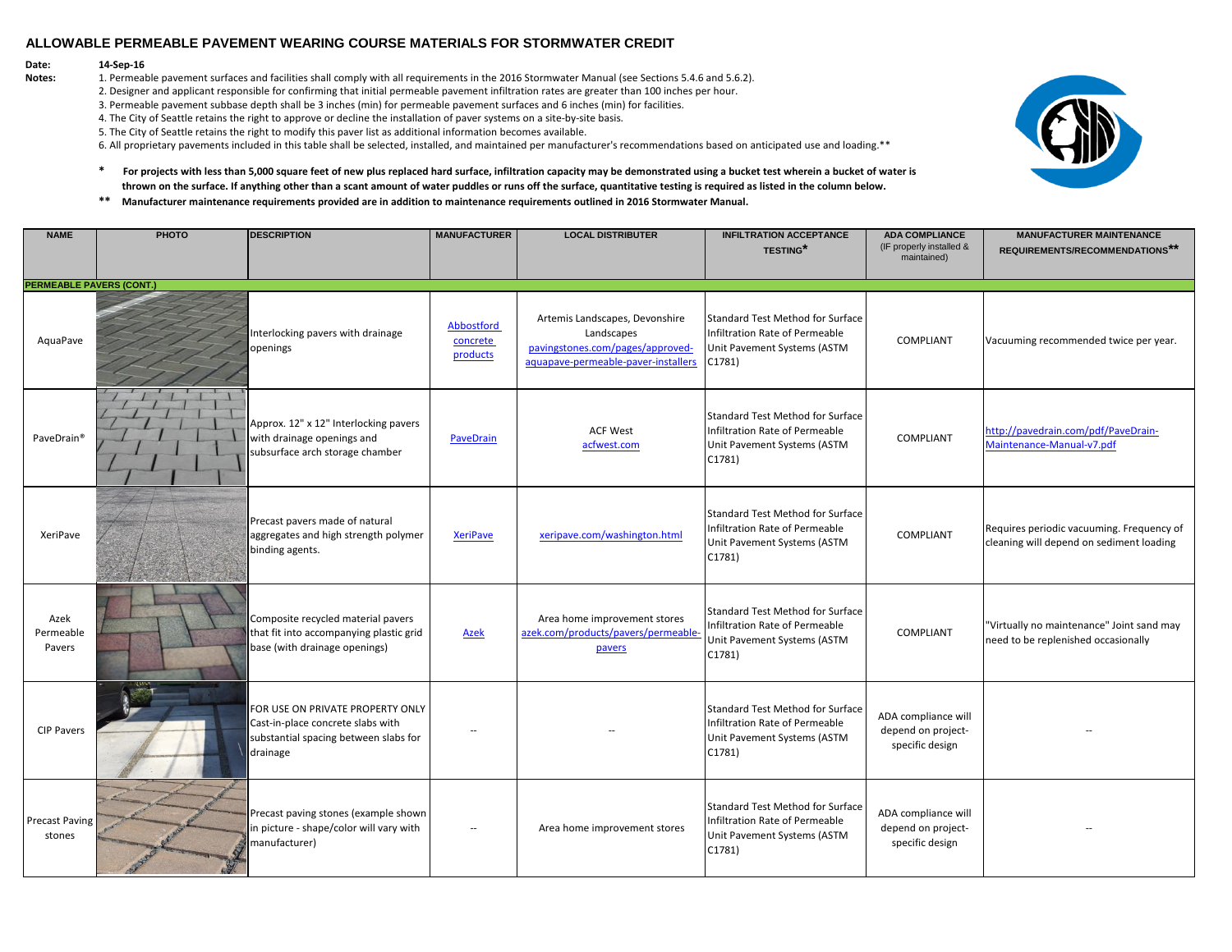## ALLOWABLE PERMEABLE PAVEMENT WEARING COURSE MATERIALS FOR STORMWATER CREDIT

**Date:** 14-Sep-16

**Notes:**
1. Permeable pavement surfaces and facilities shall comply with all requirements in the 2016 Stormwater Manual (see Sections 5.4.6 and 5.6.2).
2. Designer and applicant responsible for confirming that initial permeable pavement infiltration rates are greater than 100 inches per hour.
3. Permeable pavement subbase depth shall be 3 inches (min) for permeable pavement surfaces and 6 inches (min) for facilities.
4. The City of Seattle retains the right to approve or decline the installation of paver systems on a site-by-site basis.
5. The City of Seattle retains the right to modify this paver list as additional information becomes available.
6. All proprietary pavements included in this table shall be selected, installed, and maintained per manufacturer's recommendations based on anticipated use and loading.**

\* **For projects with less than 5,000 square feet of new plus replaced hard surface, infiltration capacity may be demonstrated using a bucket test wherein a bucket of water is thrown on the surface. If anything other than a scant amount of water puddles or runs off the surface, quantitative testing is required as listed in the column below.**

\*\* **Manufacturer maintenance requirements provided are in addition to maintenance requirements outlined in 2016 Stormwater Manual.**

| NAME | PHOTO | DESCRIPTION | MANUFACTURER | LOCAL DISTRIBUTER | INFILTRATION ACCEPTANCE TESTING* | ADA COMPLIANCE (IF properly installed & maintained) | MANUFACTURER MAINTENANCE REQUIREMENTS/RECOMMENDATIONS** |
|---|---|---|---|---|---|---|---|
| **PERMEABLE PAVERS (CONT.)** | | | | | | | |
| AquaPave | | Interlocking pavers with drainage openings | Abbostford concrete products | Artemis Landscapes, Devonshire Landscapes pavingstones.com/pages/approved-aquapave-permeable-paver-installers | Standard Test Method for Surface Infiltration Rate of Permeable Unit Pavement Systems (ASTM C1781) | COMPLIANT | Vacuuming recommended twice per year. |
| PaveDrain® | | Approx. 12" x 12" Interlocking pavers with drainage openings and subsurface arch storage chamber | PaveDrain | ACF West acfwest.com | Standard Test Method for Surface Infiltration Rate of Permeable Unit Pavement Systems (ASTM C1781) | COMPLIANT | http://pavedrain.com/pdf/PaveDrain-Maintenance-Manual-v7.pdf |
| XeriPave | | Precast pavers made of natural aggregates and high strength polymer binding agents. | XeriPave | xeripave.com/washington.html | Standard Test Method for Surface Infiltration Rate of Permeable Unit Pavement Systems (ASTM C1781) | COMPLIANT | Requires periodic vacuuming. Frequency of cleaning will depend on sediment loading |
| Azek Permeable Pavers | | Composite recycled material pavers that fit into accompanying plastic grid base (with drainage openings) | Azek | Area home improvement stores azek.com/products/pavers/permeable-pavers | Standard Test Method for Surface Infiltration Rate of Permeable Unit Pavement Systems (ASTM C1781) | COMPLIANT | "Virtually no maintenance" Joint sand may need to be replenished occasionally |
| CIP Pavers | | FOR USE ON PRIVATE PROPERTY ONLY Cast-in-place concrete slabs with substantial spacing between slabs for drainage | -- | -- | Standard Test Method for Surface Infiltration Rate of Permeable Unit Pavement Systems (ASTM C1781) | ADA compliance will depend on project-specific design | -- |
| Precast Paving stones | | Precast paving stones (example shown in picture - shape/color will vary with manufacturer) | -- | Area home improvement stores | Standard Test Method for Surface Infiltration Rate of Permeable Unit Pavement Systems (ASTM C1781) | ADA compliance will depend on project-specific design | -- |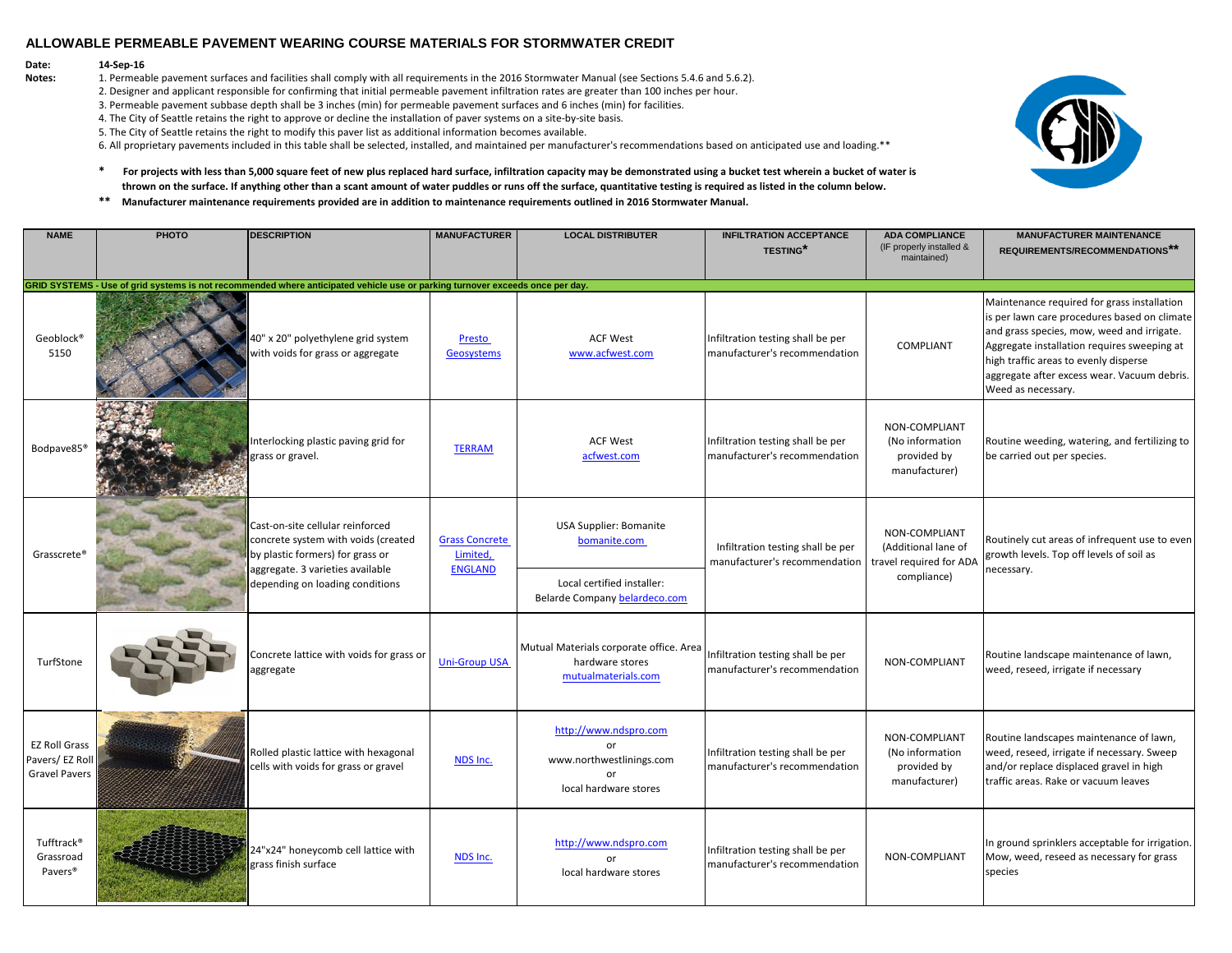# ALLOWABLE PERMEABLE PAVEMENT WEARING COURSE MATERIALS FOR STORMWATER CREDIT

**Date:** 14-Sep-16

**Notes:**

1. Permeable pavement surfaces and facilities shall comply with all requirements in the 2016 Stormwater Manual (see Sections 5.4.6 and 5.6.2).
2. Designer and applicant responsible for confirming that initial permeable pavement infiltration rates are greater than 100 inches per hour.
3. Permeable pavement subbase depth shall be 3 inches (min) for permeable pavement surfaces and 6 inches (min) for facilities.
4. The City of Seattle retains the right to approve or decline the installation of paver systems on a site-by-site basis.
5. The City of Seattle retains the right to modify this paver list as additional information becomes available.
6. All proprietary pavements included in this table shall be selected, installed, and maintained per manufacturer's recommendations based on anticipated use and loading.**

\* **For projects with less than 5,000 square feet of new plus replaced hard surface, infiltration capacity may be demonstrated using a bucket test wherein a bucket of water is thrown on the surface. If anything other than a scant amount of water puddles or runs off the surface, quantitative testing is required as listed in the column below.**

\*\* **Manufacturer maintenance requirements provided are in addition to maintenance requirements outlined in 2016 Stormwater Manual.**

| NAME | PHOTO | DESCRIPTION | MANUFACTURER | LOCAL DISTRIBUTER | INFILTRATION ACCEPTANCE TESTING* | ADA COMPLIANCE (IF properly installed & maintained) | MANUFACTURER MAINTENANCE REQUIREMENTS/RECOMMENDATIONS** |
|---|---|---|---|---|---|---|---|
| **GRID SYSTEMS - Use of grid systems is not recommended where anticipated vehicle use or parking turnover exceeds once per day.** | | | | | | | |
| Geoblock® 5150 | | 40" x 20" polyethylene grid system with voids for grass or aggregate | Presto Geosystems | ACF West www.acfwest.com | Infiltration testing shall be per manufacturer's recommendation | COMPLIANT | Maintenance required for grass installation is per lawn care procedures based on climate and grass species, mow, weed and irrigate. Aggregate installation requires sweeping at high traffic areas to evenly disperse aggregate after excess wear. Vacuum debris. Weed as necessary. |
| Bodpave85® | | Interlocking plastic paving grid for grass or gravel. | TERRAM | ACF West acfwest.com | Infiltration testing shall be per manufacturer's recommendation | NON-COMPLIANT (No information provided by manufacturer) | Routine weeding, watering, and fertilizing to be carried out per species. |
| Grasscrete® | | Cast-on-site cellular reinforced concrete system with voids (created by plastic formers) for grass or aggregate. 3 varieties available depending on loading conditions | Grass Concrete Limited, ENGLAND | USA Supplier: Bomanite bomanite.com<br>Local certified installer: Belarde Company belardeco.com | Infiltration testing shall be per manufacturer's recommendation | NON-COMPLIANT (Additional lane of travel required for ADA compliance) | Routinely cut areas of infrequent use to even growth levels. Top off levels of soil as necessary. |
| TurfStone | | Concrete lattice with voids for grass or aggregate | Uni-Group USA | Mutual Materials corporate office. Area hardware stores mutualmaterials.com | Infiltration testing shall be per manufacturer's recommendation | NON-COMPLIANT | Routine landscape maintenance of lawn, weed, reseed, irrigate if necessary |
| EZ Roll Grass Pavers/ EZ Roll Gravel Pavers | | Rolled plastic lattice with hexagonal cells with voids for grass or gravel | NDS Inc. | http://www.ndspro.com or www.northwestlinings.com or local hardware stores | Infiltration testing shall be per manufacturer's recommendation | NON-COMPLIANT (No information provided by manufacturer) | Routine landscapes maintenance of lawn, weed, reseed, irrigate if necessary. Sweep and/or replace displaced gravel in high traffic areas. Rake or vacuum leaves |
| Tufftrack® Grassroad Pavers® | | 24"x24" honeycomb cell lattice with grass finish surface | NDS Inc. | http://www.ndspro.com or local hardware stores | Infiltration testing shall be per manufacturer's recommendation | NON-COMPLIANT | In ground sprinklers acceptable for irrigation. Mow, weed, reseed as necessary for grass species |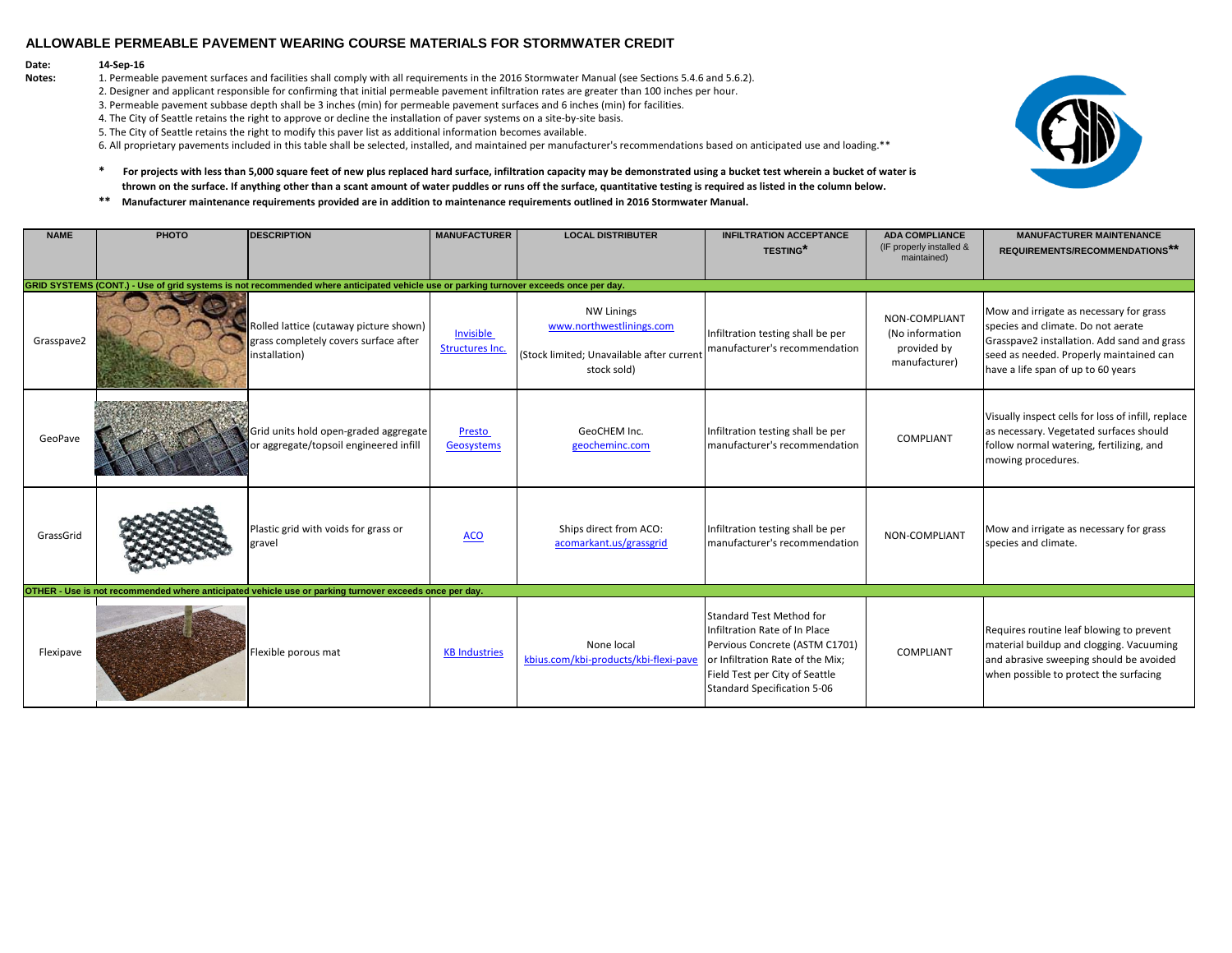# ALLOWABLE PERMEABLE PAVEMENT WEARING COURSE MATERIALS FOR STORMWATER CREDIT

**Date:** **14-Sep-16**

**Notes:**
1. Permeable pavement surfaces and facilities shall comply with all requirements in the 2016 Stormwater Manual (see Sections 5.4.6 and 5.6.2).
2. Designer and applicant responsible for confirming that initial permeable pavement infiltration rates are greater than 100 inches per hour.
3. Permeable pavement subbase depth shall be 3 inches (min) for permeable pavement surfaces and 6 inches (min) for facilities.
4. The City of Seattle retains the right to approve or decline the installation of paver systems on a site-by-site basis.
5. The City of Seattle retains the right to modify this paver list as additional information becomes available.
6. All proprietary pavements included in this table shall be selected, installed, and maintained per manufacturer's recommendations based on anticipated use and loading.**

\* **For projects with less than 5,000 square feet of new plus replaced hard surface, infiltration capacity may be demonstrated using a bucket test wherein a bucket of water is thrown on the surface. If anything other than a scant amount of water puddles or runs off the surface, quantitative testing is required as listed in the column below.**

\*\* **Manufacturer maintenance requirements provided are in addition to maintenance requirements outlined in 2016 Stormwater Manual.**

| NAME | PHOTO | DESCRIPTION | MANUFACTURER | LOCAL DISTRIBUTER | INFILTRATION ACCEPTANCE TESTING* | ADA COMPLIANCE (IF properly installed & maintained) | MANUFACTURER MAINTENANCE REQUIREMENTS/RECOMMENDATIONS** |
|---|---|---|---|---|---|---|---|
| **GRID SYSTEMS (CONT.) - Use of grid systems is not recommended where anticipated vehicle use or parking turnover exceeds once per day.** | | | | | | | |
| Grasspave2 | | Rolled lattice (cutaway picture shown) grass completely covers surface after installation) | Invisible Structures Inc. | NW Linings www.northwestlinings.com (Stock limited; Unavailable after current stock sold) | Infiltration testing shall be per manufacturer's recommendation | NON-COMPLIANT (No information provided by manufacturer) | Mow and irrigate as necessary for grass species and climate. Do not aerate Grasspave2 installation. Add sand and grass seed as needed. Properly maintained can have a life span of up to 60 years |
| GeoPave | | Grid units hold open-graded aggregate or aggregate/topsoil engineered infill | Presto Geosystems | GeoCHEM Inc. geocheminc.com | Infiltration testing shall be per manufacturer's recommendation | COMPLIANT | Visually inspect cells for loss of infill, replace as necessary. Vegetated surfaces should follow normal watering, fertilizing, and mowing procedures. |
| GrassGrid | | Plastic grid with voids for grass or gravel | ACO | Ships direct from ACO: acomarkant.us/grassgrid | Infiltration testing shall be per manufacturer's recommendation | NON-COMPLIANT | Mow and irrigate as necessary for grass species and climate. |
| **OTHER - Use is not recommended where anticipated vehicle use or parking turnover exceeds once per day.** | | | | | | | |
| Flexipave | | Flexible porous mat | KB Industries | None local kbius.com/kbi-products/kbi-flexi-pave | Standard Test Method for Infiltration Rate of In Place Pervious Concrete (ASTM C1701) or Infiltration Rate of the Mix; Field Test per City of Seattle Standard Specification 5-06 | COMPLIANT | Requires routine leaf blowing to prevent material buildup and clogging. Vacuuming and abrasive sweeping should be avoided when possible to protect the surfacing |